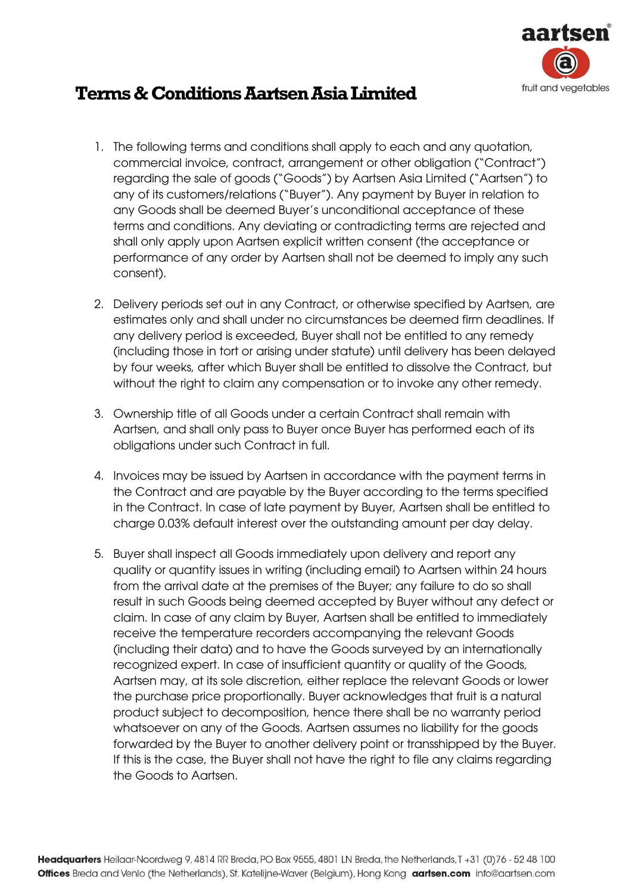# Terms & Conditions Aartsen Asia Limited

1. The following terms and conditions shall apply to each and any quotation, commercial invoice, contract, arrangement or other obligation ("Contract") regarding the sale of goods ("Goods") by Aartsen Asia Limited ("Aartsen") to any of its customers/relations ("Buyer"). Any payment by Buyer in relation to any Goods shall be deemed Buyer's unconditional acceptance of these terms and conditions. Any deviating or contradicting terms are rejected and shall only apply upon Aartsen explicit written consent (the acceptance or performance of any order by Aartsen shall not be deemed to imply any such consent).

2. Delivery periods set out in any Contract, or otherwise specified by Aartsen, are estimates only and shall under no circumstances be deemed firm deadlines. If any delivery period is exceeded, Buyer shall not be entitled to any remedy (including those in tort or arising under statute) until delivery has been delayed by four weeks, after which Buyer shall be entitled to dissolve the Contract, but without the right to claim any compensation or to invoke any other remedy.

3. Ownership title of all Goods under a certain Contract shall remain with Aartsen, and shall only pass to Buyer once Buyer has performed each of its obligations under such Contract in full.

4. Invoices may be issued by Aartsen in accordance with the payment terms in the Contract and are payable by the Buyer according to the terms specified in the Contract. In case of late payment by Buyer, Aartsen shall be entitled to charge 0.03% default interest over the outstanding amount per day delay.

5. Buyer shall inspect all Goods immediately upon delivery and report any quality or quantity issues in writing (including email) to Aartsen within 24 hours from the arrival date at the premises of the Buyer; any failure to do so shall result in such Goods being deemed accepted by Buyer without any defect or claim. In case of any claim by Buyer, Aartsen shall be entitled to immediately receive the temperature recorders accompanying the relevant Goods (including their data) and to have the Goods surveyed by an internationally recognized expert. In case of insufficient quantity or quality of the Goods, Aartsen may, at its sole discretion, either replace the relevant Goods or lower the purchase price proportionally. Buyer acknowledges that fruit is a natural product subject to decomposition, hence there shall be no warranty period whatsoever on any of the Goods. Aartsen assumes no liability for the goods forwarded by the Buyer to another delivery point or transshipped by the Buyer. If this is the case, the Buyer shall not have the right to file any claims regarding the Goods to Aartsen.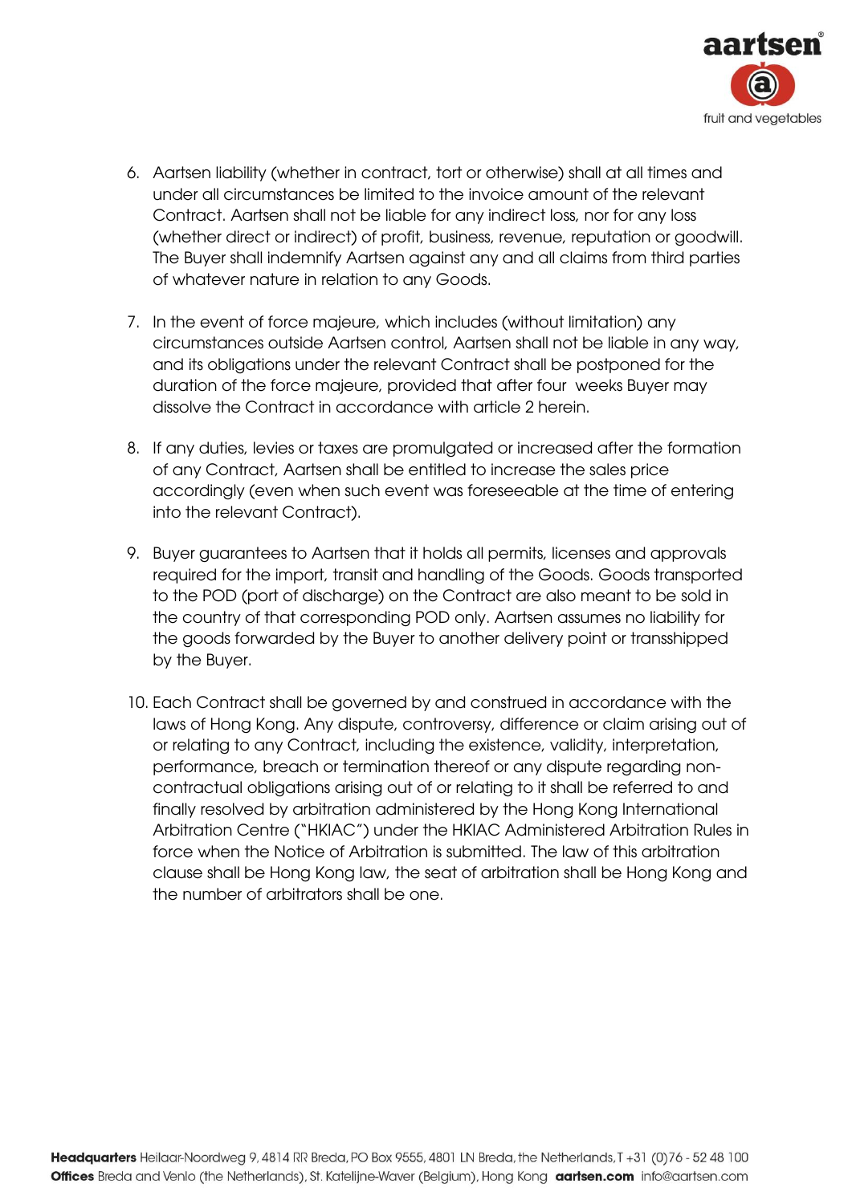6. Aartsen liability (whether in contract, tort or otherwise) shall at all times and under all circumstances be limited to the invoice amount of the relevant Contract. Aartsen shall not be liable for any indirect loss, nor for any loss (whether direct or indirect) of profit, business, revenue, reputation or goodwill. The Buyer shall indemnify Aartsen against any and all claims from third parties of whatever nature in relation to any Goods.

7. In the event of force majeure, which includes (without limitation) any circumstances outside Aartsen control, Aartsen shall not be liable in any way, and its obligations under the relevant Contract shall be postponed for the duration of the force majeure, provided that after four weeks Buyer may dissolve the Contract in accordance with article 2 herein.

8. If any duties, levies or taxes are promulgated or increased after the formation of any Contract, Aartsen shall be entitled to increase the sales price accordingly (even when such event was foreseeable at the time of entering into the relevant Contract).

9. Buyer guarantees to Aartsen that it holds all permits, licenses and approvals required for the import, transit and handling of the Goods. Goods transported to the POD (port of discharge) on the Contract are also meant to be sold in the country of that corresponding POD only. Aartsen assumes no liability for the goods forwarded by the Buyer to another delivery point or transshipped by the Buyer.

10. Each Contract shall be governed by and construed in accordance with the laws of Hong Kong. Any dispute, controversy, difference or claim arising out of or relating to any Contract, including the existence, validity, interpretation, performance, breach or termination thereof or any dispute regarding non-contractual obligations arising out of or relating to it shall be referred to and finally resolved by arbitration administered by the Hong Kong International Arbitration Centre ("HKIAC") under the HKIAC Administered Arbitration Rules in force when the Notice of Arbitration is submitted. The law of this arbitration clause shall be Hong Kong law, the seat of arbitration shall be Hong Kong and the number of arbitrators shall be one.